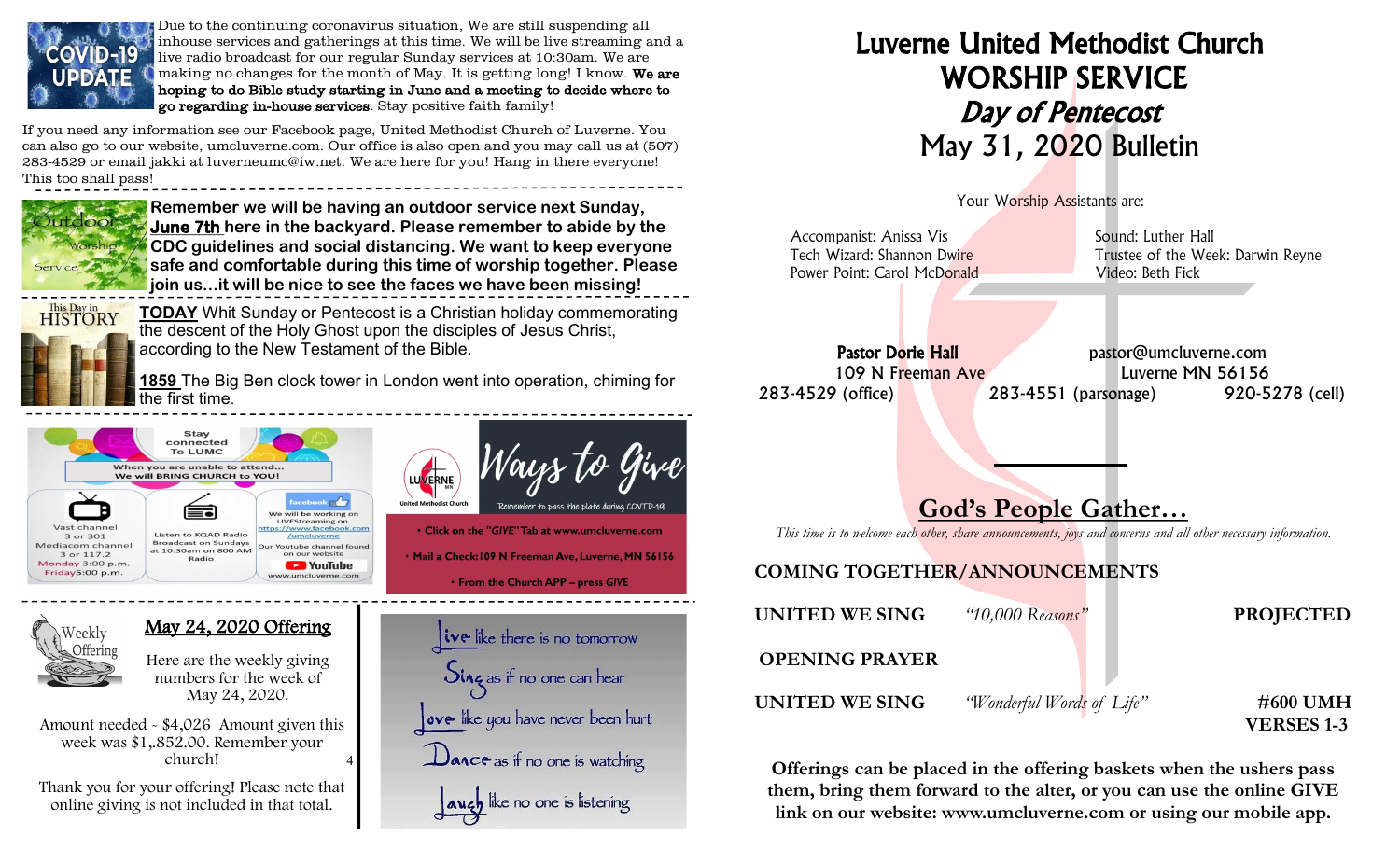**COVID-19 UPDATE**

Due to the continuing coronavirus situation, We are still suspending all inhouse services and gatherings at this time. We will be live streaming and a live radio broadcast for our regular Sunday services at 10:30am. We are making no changes for the month of May. It is getting long! I know. **We are hoping to do Bible study starting in June and a meeting to decide where to go regarding in-house services**. Stay positive faith family!

If you need any information see our Facebook page, United Methodist Church of Luverne. You can also go to our website, umcluverne.com. Our office is also open and you may call us at (507) 283-4529 or email jakki at luverneumc@iw.net. We are here for you! Hang in there everyone! This too shall pass!

**Outdoor Worship Service**

**Remember we will be having an outdoor service next Sunday, June 7th here in the backyard. Please remember to abide by the CDC guidelines and social distancing. We want to keep everyone safe and comfortable during this time of worship together. Please join us...it will be nice to see the faces we have been missing!**

**This Day in HISTORY**

**TODAY** Whit Sunday or Pentecost is a Christian holiday commemorating the descent of the Holy Ghost upon the disciples of Jesus Christ, according to the New Testament of the Bible.

**1859** The Big Ben clock tower in London went into operation, chiming for the first time.

**Stay connected To LUMC**

**When you are unable to attend... We will BRING CHURCH to YOU!**

- Vast channel 3 or 301, Mediacom channel 3 or 117.2 — Monday 3:00 p.m., Friday 5:00 p.m.
- Listen to KQAD Radio Broadcast on Sundays at 10:30am on 800 AM Radio
- facebook — We will be working on LIVEStreaming on https://www.facebook.com/umcluverne — Our Youtube channel found on our website — YouTube — www.umcluverne.com

**Ways to Give**

*Remember to pass the plate during COVID-19*

- Click on the "GIVE" Tab at www.umcluverne.com
- Mail a Check: 109 N Freeman Ave, Luverne, MN 56156
- From the Church APP – press GIVE

**Weekly Offering**

## May 24, 2020 Offering

Here are the weekly giving numbers for the week of May 24, 2020.

Amount needed - $4,026 Amount given this week was $1,.852.00. Remember your church!

Thank you for your offering! Please note that online giving is not included in that total.

Live like there is no tomorrow
Sing as if no one can hear
Love like you have never been hurt
Dance as if no one is watching
Laugh like no one is listening

# Luverne United Methodist Church
# WORSHIP SERVICE
## *Day of Pentecost*
## May 31, 2020 Bulletin

Your Worship Assistants are:

Accompanist: Anissa Vis
Tech Wizard: Shannon Dwire
Power Point: Carol McDonald
Sound: Luther Hall
Trustee of the Week: Darwin Reyne
Video: Beth Fick

**Pastor Dorie Hall** pastor@umcluverne.com
109 N Freeman Ave Luverne MN 56156
283-4529 (office) 283-4551 (parsonage) 920-5278 (cell)

## God's People Gather…

*This time is to welcome each other, share announcements, joys and concerns and all other necessary information.*

**COMING TOGETHER/ANNOUNCEMENTS**

**UNITED WE SING** *"10,000 Reasons"* **PROJECTED**

**OPENING PRAYER**

**UNITED WE SING** *"Wonderful Words of Life"* **#600 UMH VERSES 1-3**

**Offerings can be placed in the offering baskets when the ushers pass them, bring them forward to the alter, or you can use the online GIVE link on our website: www.umcluverne.com or using our mobile app.**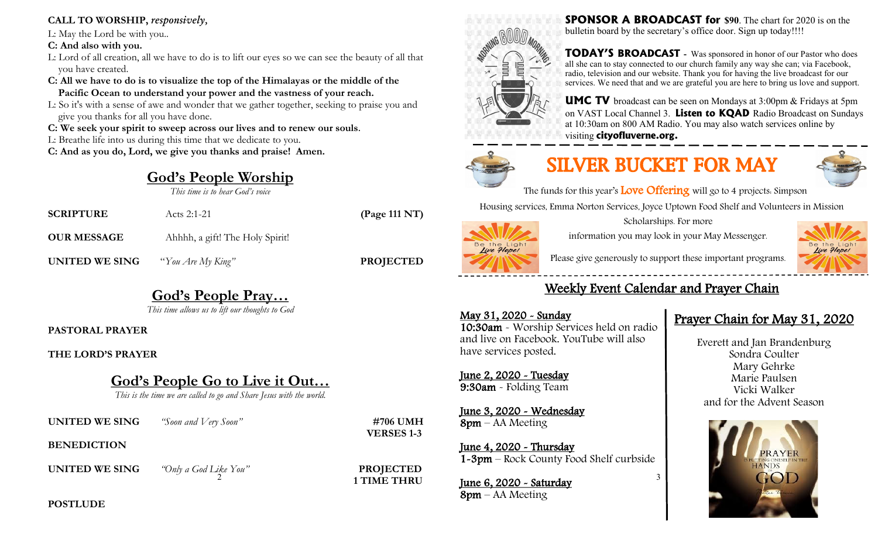**CALL TO WORSHIP,** ***responsively,***

L: May the Lord be with you..

**C: And also with you.**

L: Lord of all creation, all we have to do is to lift our eyes so we can see the beauty of all that you have created.

**C: All we have to do is to visualize the top of the Himalayas or the middle of the Pacific Ocean to understand your power and the vastness of your reach.**

L: So it's with a sense of awe and wonder that we gather together, seeking to praise you and give you thanks for all you have done.

**C: We seek your spirit to sweep across our lives and to renew our souls.**

L: Breathe life into us during this time that we dedicate to you.

**C: And as you do, Lord, we give you thanks and praise! Amen.**

## God's People Worship

*This time is to hear God's voice*

**SCRIPTURE** Acts 2:1-21 **(Page 111 NT)**

**OUR MESSAGE** Ahhhh, a gift! The Holy Spirit!

**UNITED WE SING** *"You Are My King"* **PROJECTED**

## God's People Pray…

*This time allows us to lift our thoughts to God*

**PASTORAL PRAYER**

**THE LORD'S PRAYER**

## God's People Go to Live it Out…

*This is the time we are called to go and Share Jesus with the world.*

**UNITED WE SING** *"Soon and Very Soon"* **#706 UMH VERSES 1-3**

**BENEDICTION**

**UNITED WE SING** *"Only a God Like You"* **PROJECTED 1 TIME THRU**

**POSTLUDE**

**SPONSOR A BROADCAST for $90**. The chart for 2020 is on the bulletin board by the secretary's office door. Sign up today!!!!

**TODAY'S BROADCAST** - Was sponsored in honor of our Pastor who does all she can to stay connected to our church family any way she can; via Facebook, radio, television and our website. Thank you for having the live broadcast for our services. We need that and we are grateful you are here to bring us love and support.

**UMC TV** broadcast can be seen on Mondays at 3:00pm & Fridays at 5pm on VAST Local Channel 3. **Listen to KQAD** Radio Broadcast on Sundays at 10:30am on 800 AM Radio. You may also watch services online by visiting **cityofluverne.org.**

## SILVER BUCKET FOR MAY

The funds for this year's **Love Offering** will go to 4 projects: Simpson Housing services, Emma Norton Services, Joyce Uptown Food Shelf and Volunteers in Mission Scholarships. For more information you may look in your May Messenger.

Please give generously to support these important programs.

## Weekly Event Calendar and Prayer Chain

**May 31, 2020 - Sunday**
**10:30am** - Worship Services held on radio and live on Facebook. YouTube will also have services posted.

**June 2, 2020 - Tuesday**
**9:30am** - Folding Team

**June 3, 2020 - Wednesday**
**8pm** – AA Meeting

**June 4, 2020 - Thursday**
**1-3pm** – Rock County Food Shelf curbside

**June 6, 2020 - Saturday**
**8pm** – AA Meeting

### Prayer Chain for May 31, 2020

Everett and Jan Brandenburg
Sondra Coulter
Mary Gehrke
Marie Paulsen
Vicki Walker
and for the Advent Season